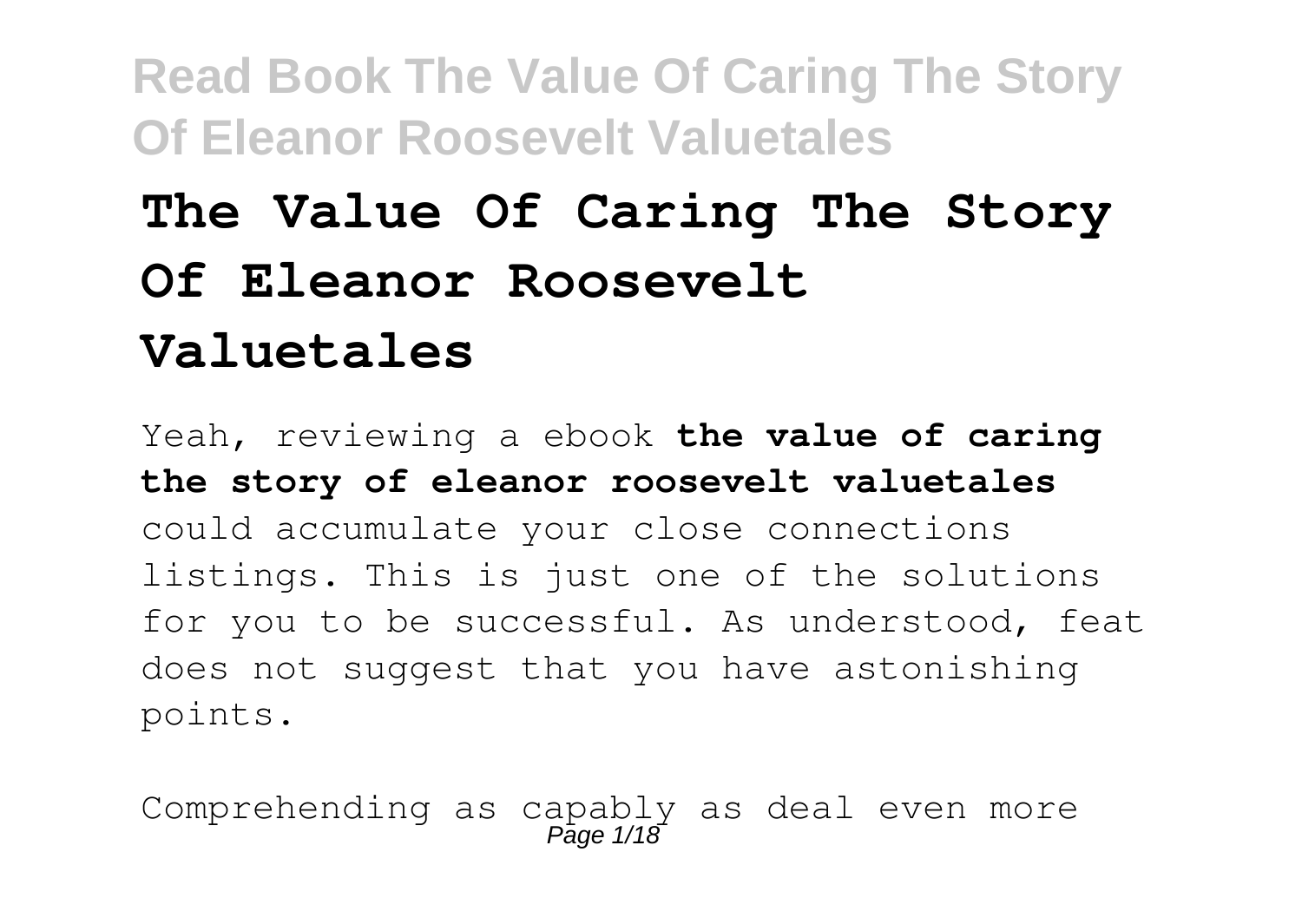# The Value Of Caring The Story Of Eleanor Roosevelt Valuetales

Yeah, reviewing a ebook **the value of caring the story of eleanor roosevelt valuetales** could accumulate your close connections listings. This is just one of the solutions for you to be successful. As understood, feat does not suggest that you have astonishing points.

Comprehending as capably as deal even more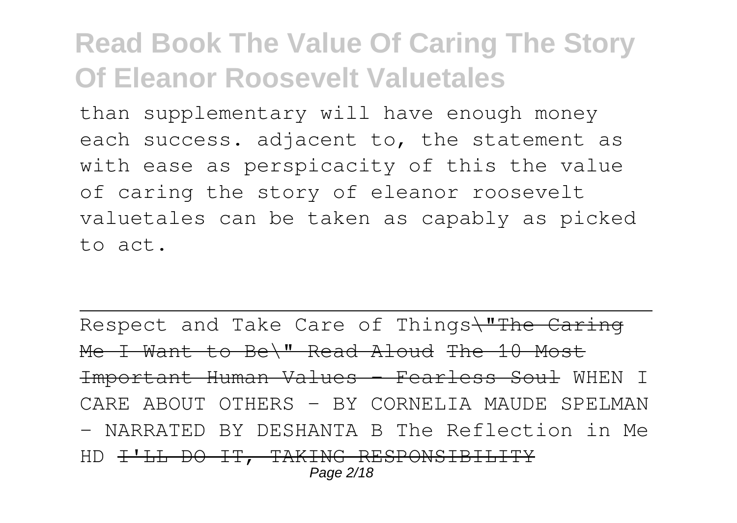than supplementary will have enough money each success. adjacent to, the statement as with ease as perspicacity of this the value of caring the story of eleanor roosevelt valuetales can be taken as capably as picked to act.

---

Respect and Take Care of Things ~~\"The Caring Me I Want to Be\" Read Aloud~~ ~~The 10 Most Important Human Values - Fearless Soul~~ WHEN I CARE ABOUT OTHERS - BY CORNELIA MAUDE SPELMAN - NARRATED BY DESHANTA B The Reflection in Me HD ~~I'LL DO IT, TAKING RESPONSIBILITY~~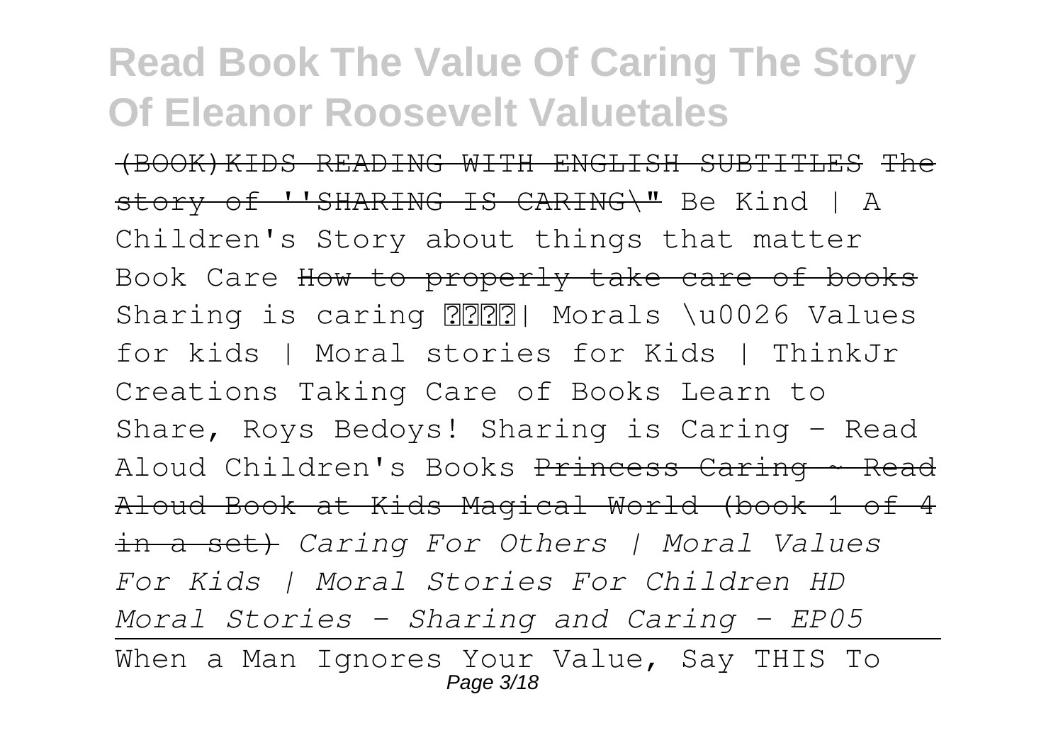# Read Book The Value Of Caring The Story Of Eleanor Roosevelt Valuetales

~~(BOOK)KIDS READING WITH ENGLISH SUBTITLES~~ ~~The story of ''SHARING IS CARING\"~~ Be Kind | A Children's Story about things that matter Book Care ~~How to properly take care of books~~ Sharing is caring ????| Morals \u0026 Values for kids | Moral stories for Kids | ThinkJr Creations Taking Care of Books Learn to Share, Roys Bedoys! Sharing is Caring - Read Aloud Children's Books ~~Princess Caring ~ Read Aloud Book at Kids Magical World (book 1 of 4 in a set)~~ *Caring For Others | Moral Values For Kids | Moral Stories For Children HD* *Moral Stories - Sharing and Caring - EP05*

When a Man Ignores Your Value, Say THIS To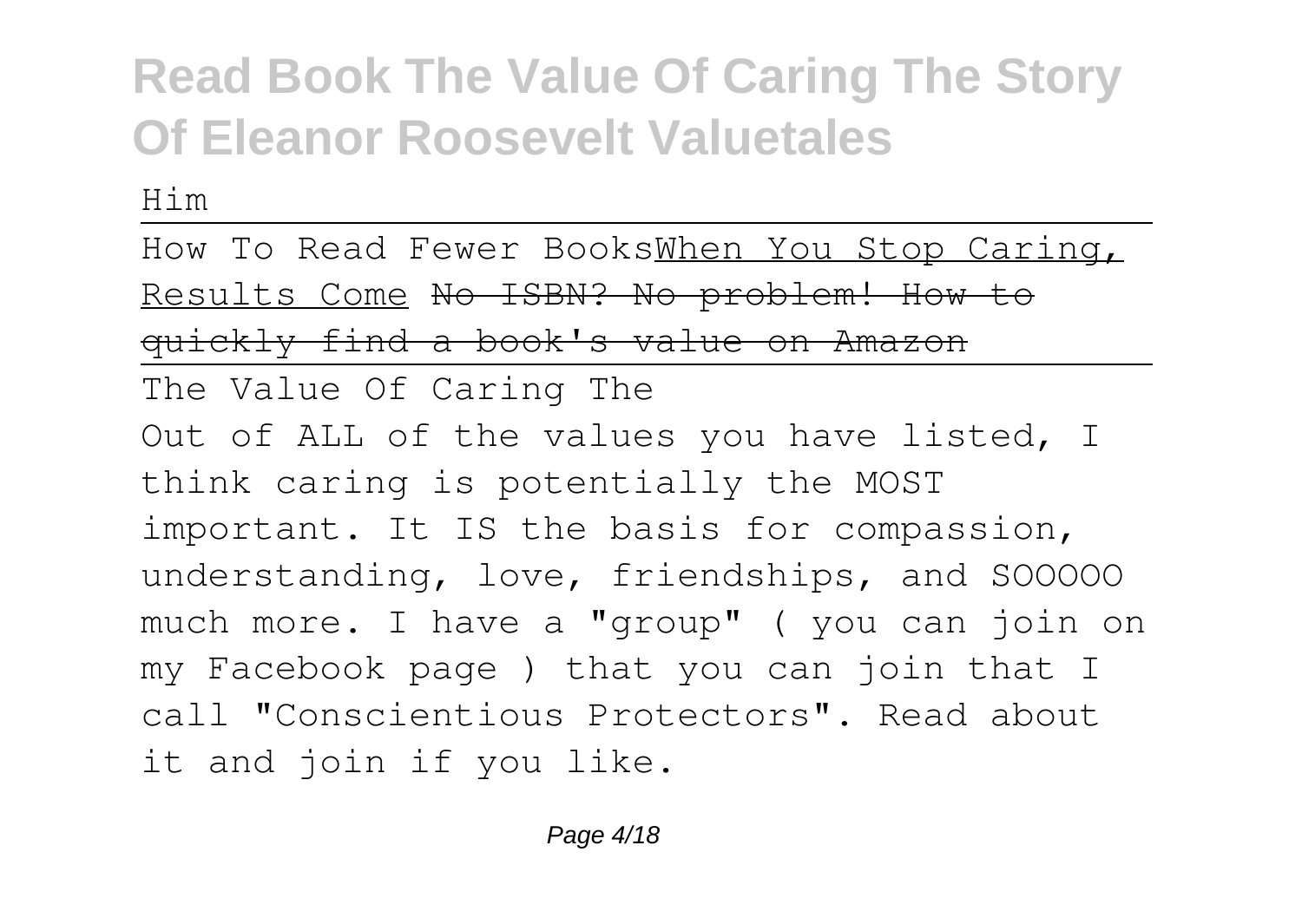Him

How To Read Fewer Books When You Stop Caring, Results Come ~~No ISBN? No problem! How to quickly find a book's value on Amazon~~

The Value Of Caring The

Out of ALL of the values you have listed, I think caring is potentially the MOST important. It IS the basis for compassion, understanding, love, friendships, and SOOOOO much more. I have a "group" ( you can join on my Facebook page ) that you can join that I call "Conscientious Protectors". Read about it and join if you like.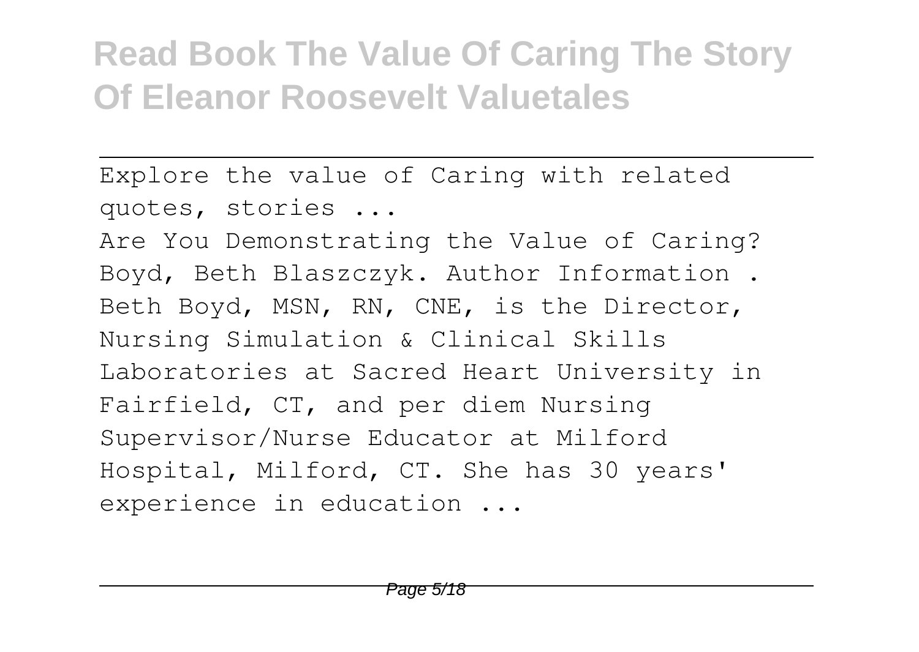Explore the value of Caring with related quotes, stories ...

Are You Demonstrating the Value of Caring? Boyd, Beth Blaszczyk. Author Information . Beth Boyd, MSN, RN, CNE, is the Director, Nursing Simulation & Clinical Skills Laboratories at Sacred Heart University in Fairfield, CT, and per diem Nursing Supervisor/Nurse Educator at Milford Hospital, Milford, CT. She has 30 years' experience in education ...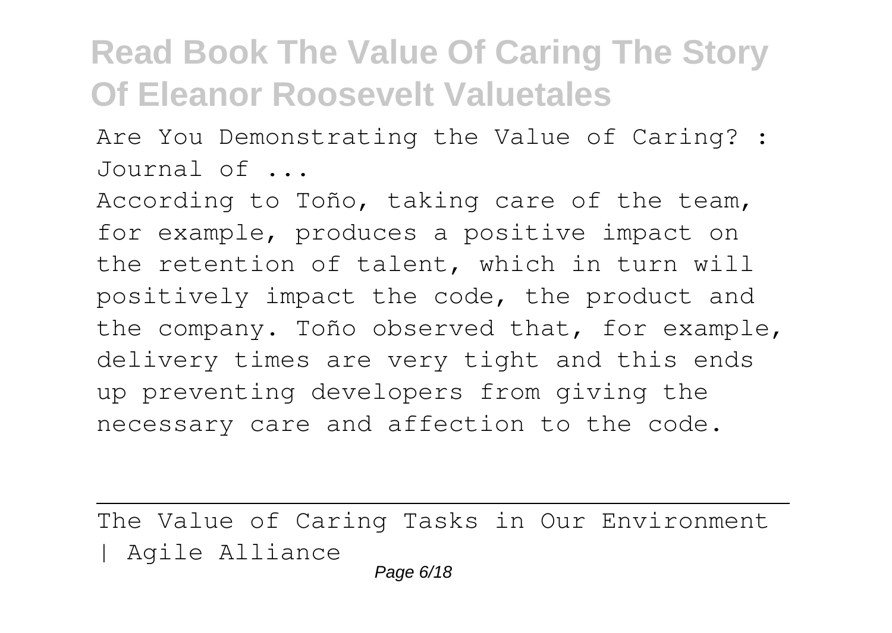Are You Demonstrating the Value of Caring? : Journal of ...

According to Toño, taking care of the team, for example, produces a positive impact on the retention of talent, which in turn will positively impact the code, the product and the company. Toño observed that, for example, delivery times are very tight and this ends up preventing developers from giving the necessary care and affection to the code.

The Value of Caring Tasks in Our Environment | Agile Alliance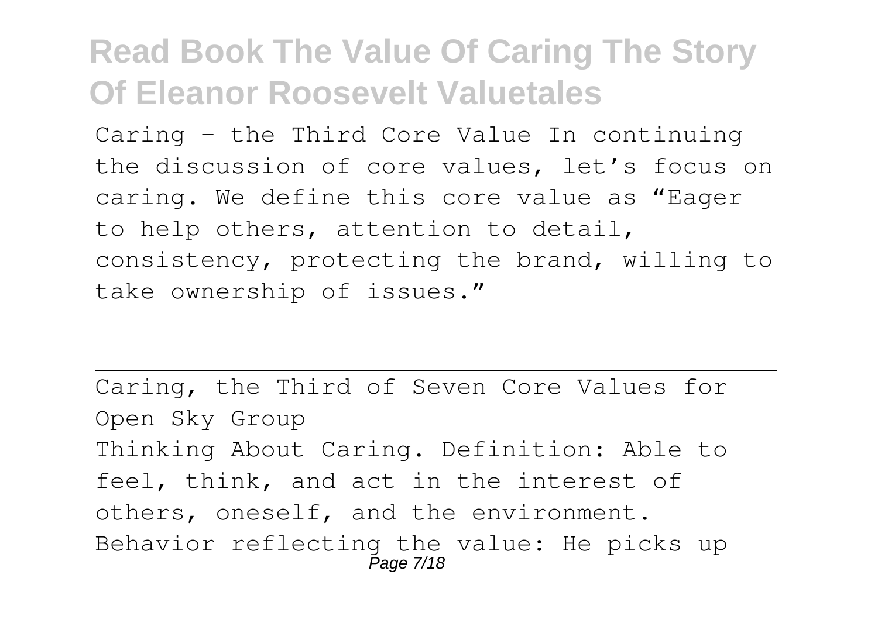Caring - the Third Core Value In continuing the discussion of core values, let's focus on caring. We define this core value as "Eager to help others, attention to detail, consistency, protecting the brand, willing to take ownership of issues."

---

Caring, the Third of Seven Core Values for Open Sky Group

Thinking About Caring. Definition: Able to feel, think, and act in the interest of others, oneself, and the environment. Behavior reflecting the value: He picks up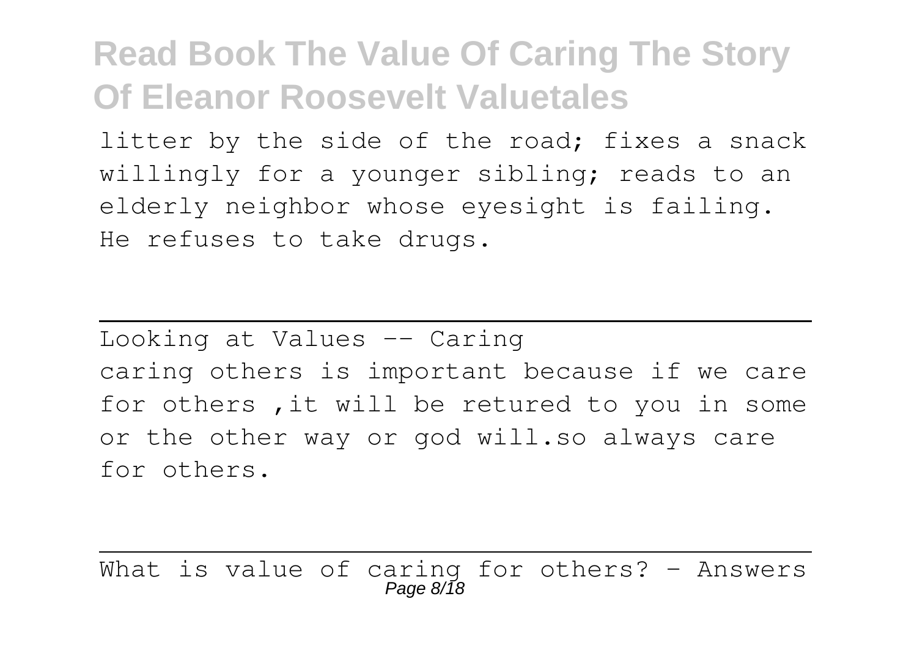litter by the side of the road; fixes a snack willingly for a younger sibling; reads to an elderly neighbor whose eyesight is failing. He refuses to take drugs.

---

Looking at Values -- Caring

caring others is important because if we care for others ,it will be retured to you in some or the other way or god will.so always care for others.

---

What is value of caring for others? - Answers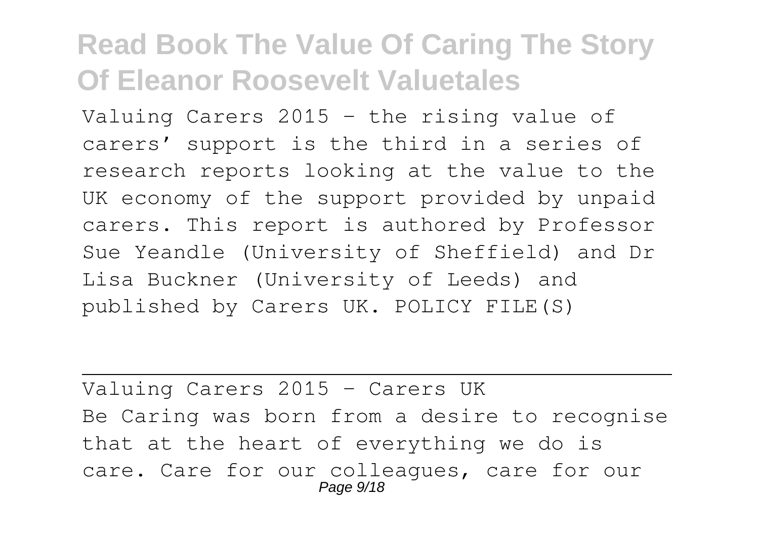Valuing Carers 2015 - the rising value of carers’ support is the third in a series of research reports looking at the value to the UK economy of the support provided by unpaid carers. This report is authored by Professor Sue Yeandle (University of Sheffield) and Dr Lisa Buckner (University of Leeds) and published by Carers UK. POLICY FILE(S)

Valuing Carers 2015 - Carers UK

Be Caring was born from a desire to recognise that at the heart of everything we do is care. Care for our colleagues, care for our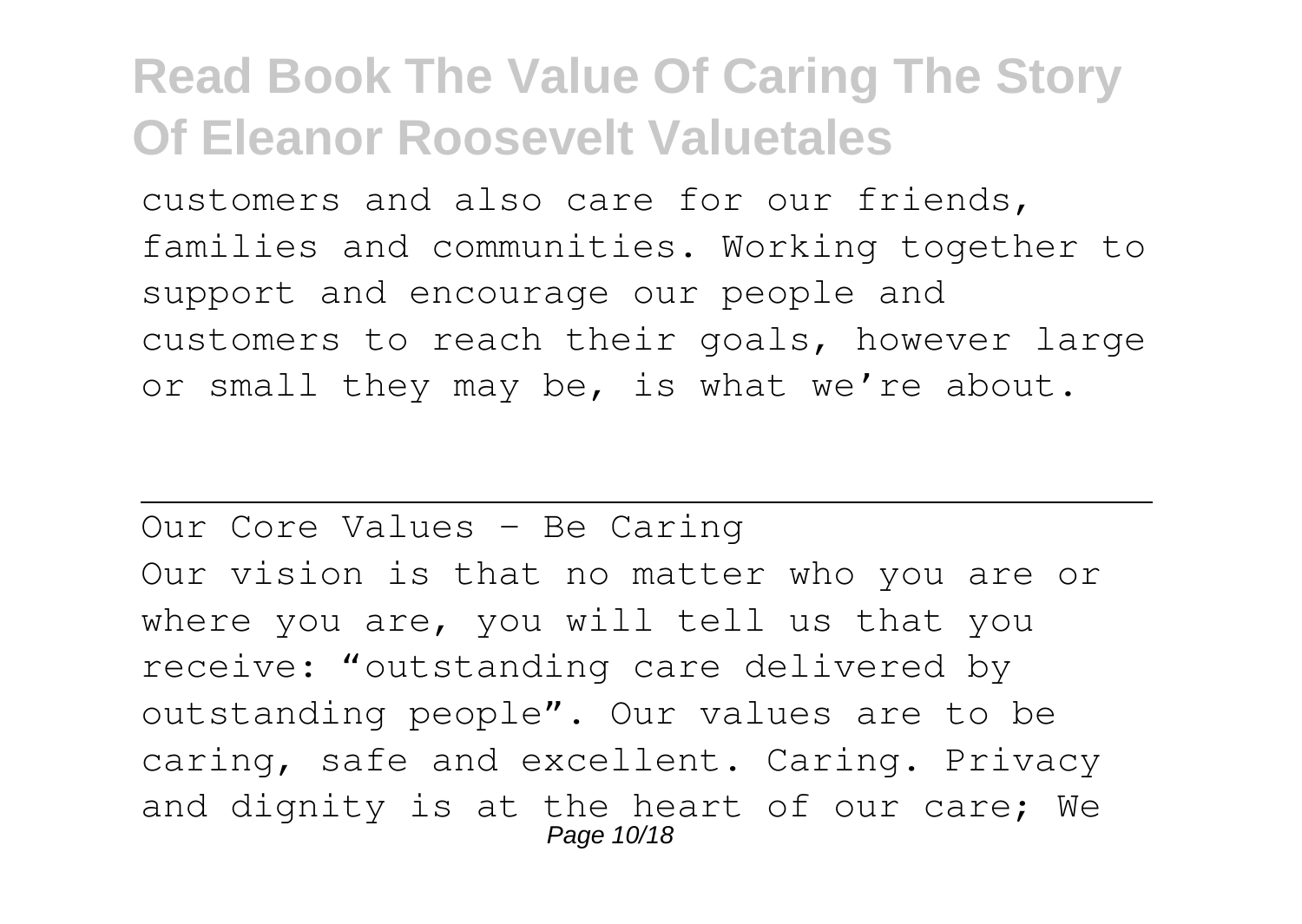customers and also care for our friends, families and communities. Working together to support and encourage our people and customers to reach their goals, however large or small they may be, is what we're about.

---

Our Core Values - Be Caring

Our vision is that no matter who you are or where you are, you will tell us that you receive: "outstanding care delivered by outstanding people". Our values are to be caring, safe and excellent. Caring. Privacy and dignity is at the heart of our care; We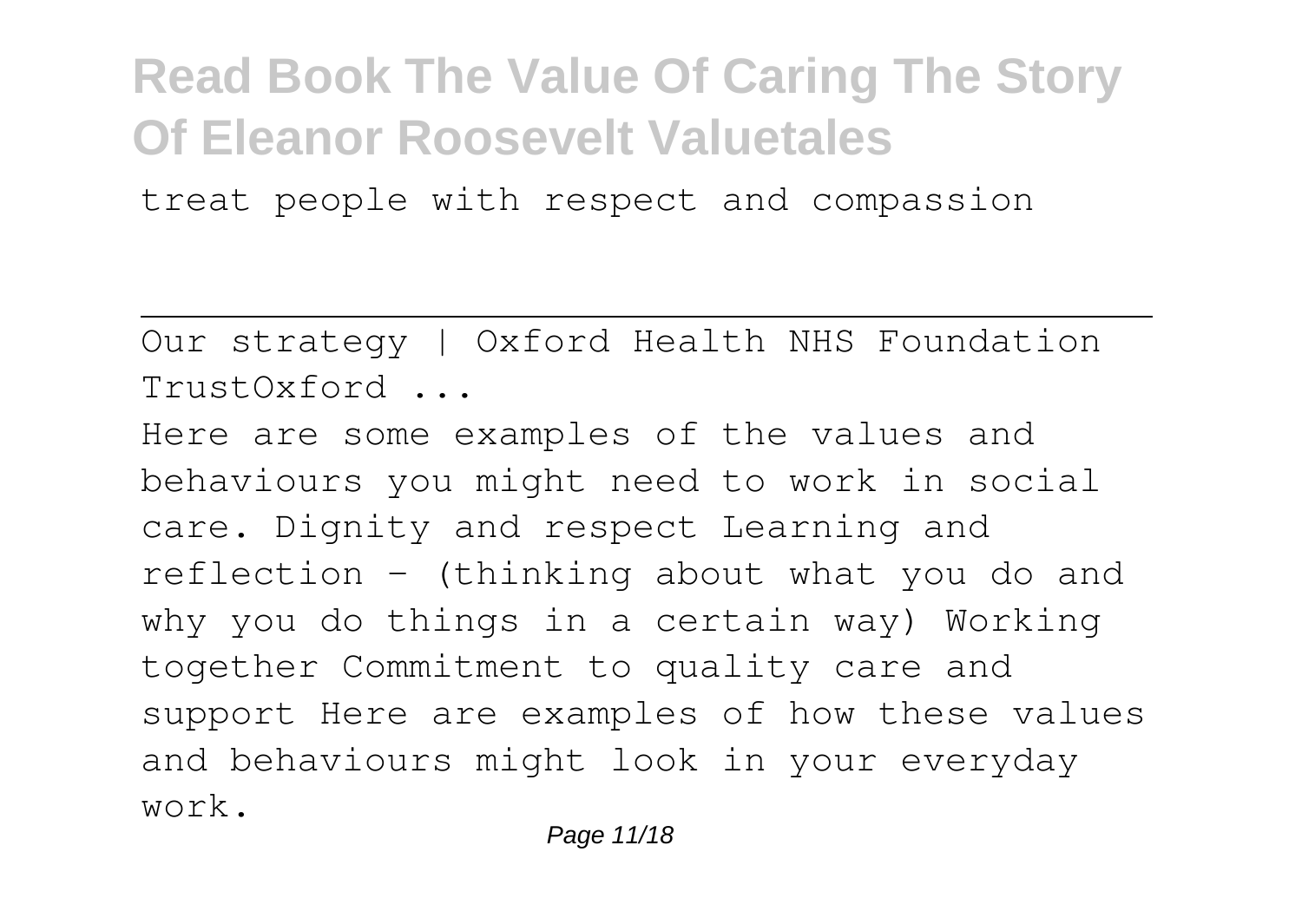treat people with respect and compassion

---

Our strategy | Oxford Health NHS Foundation TrustOxford ...

Here are some examples of the values and behaviours you might need to work in social care. Dignity and respect Learning and reflection – (thinking about what you do and why you do things in a certain way) Working together Commitment to quality care and support Here are examples of how these values and behaviours might look in your everyday work.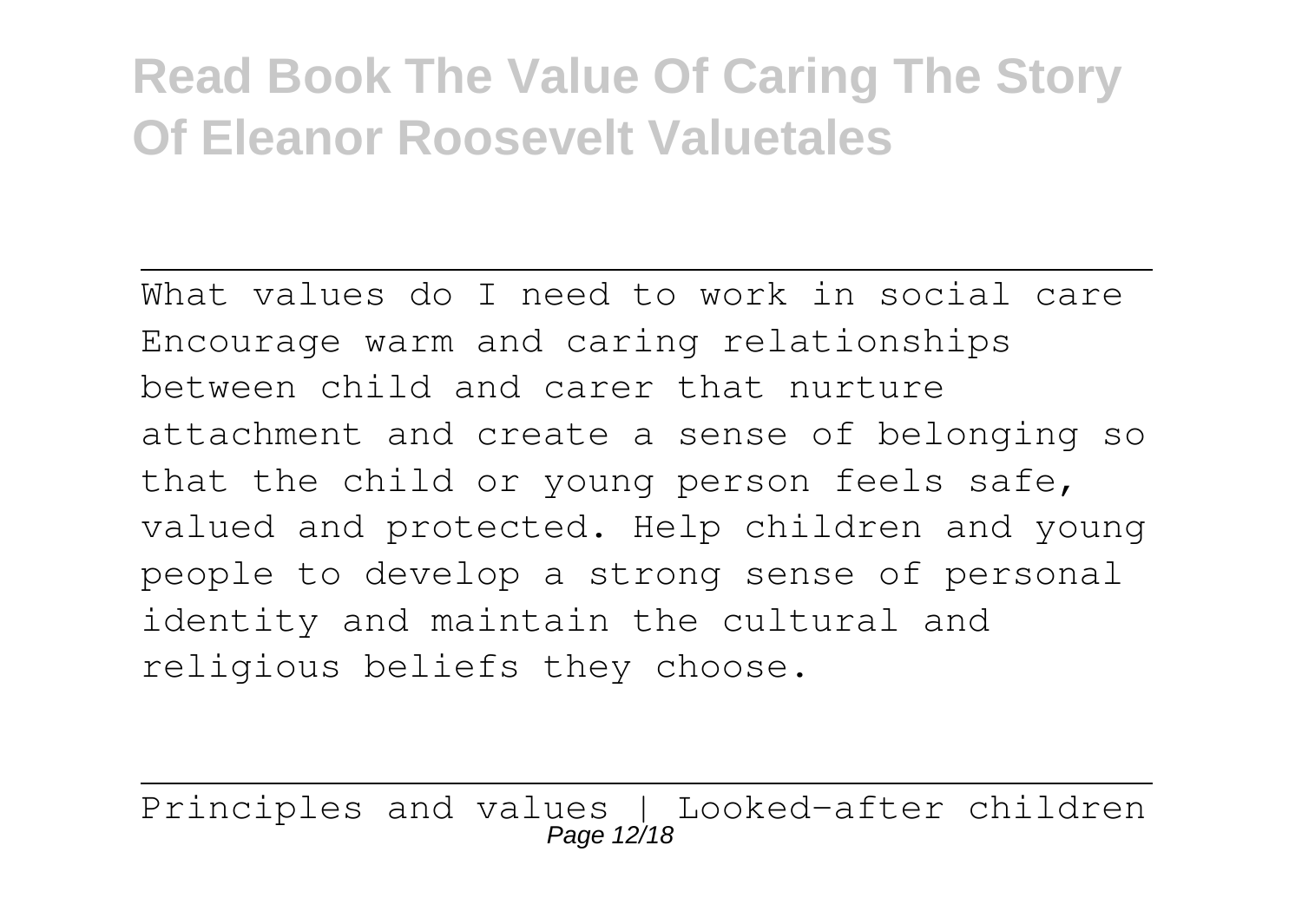What values do I need to work in social care
Encourage warm and caring relationships between child and carer that nurture attachment and create a sense of belonging so that the child or young person feels safe, valued and protected. Help children and young people to develop a strong sense of personal identity and maintain the cultural and religious beliefs they choose.

---

Principles and values | Looked-after children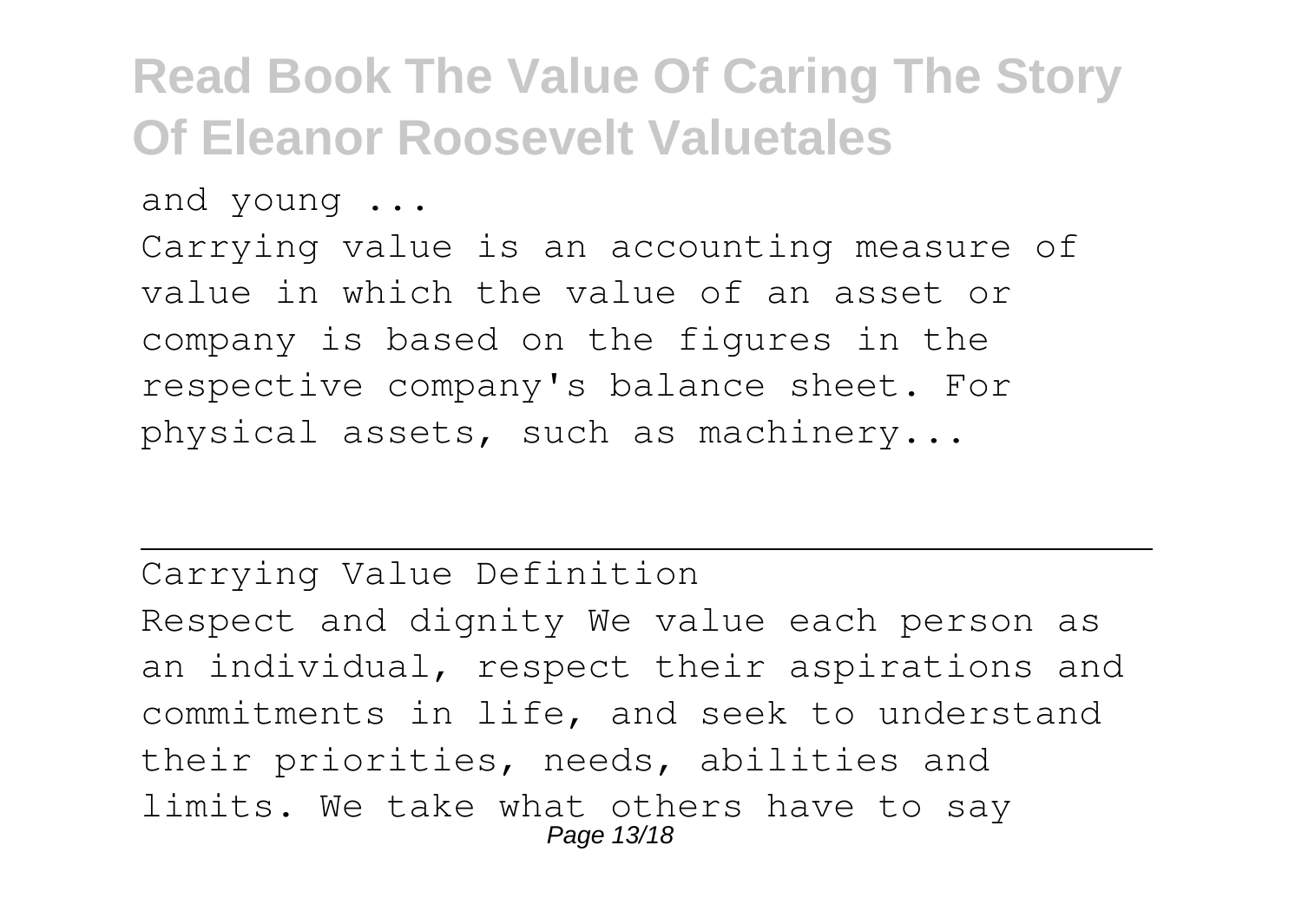and young ...

Carrying value is an accounting measure of value in which the value of an asset or company is based on the figures in the respective company's balance sheet. For physical assets, such as machinery...

## Carrying Value Definition

Respect and dignity We value each person as an individual, respect their aspirations and commitments in life, and seek to understand their priorities, needs, abilities and limits. We take what others have to say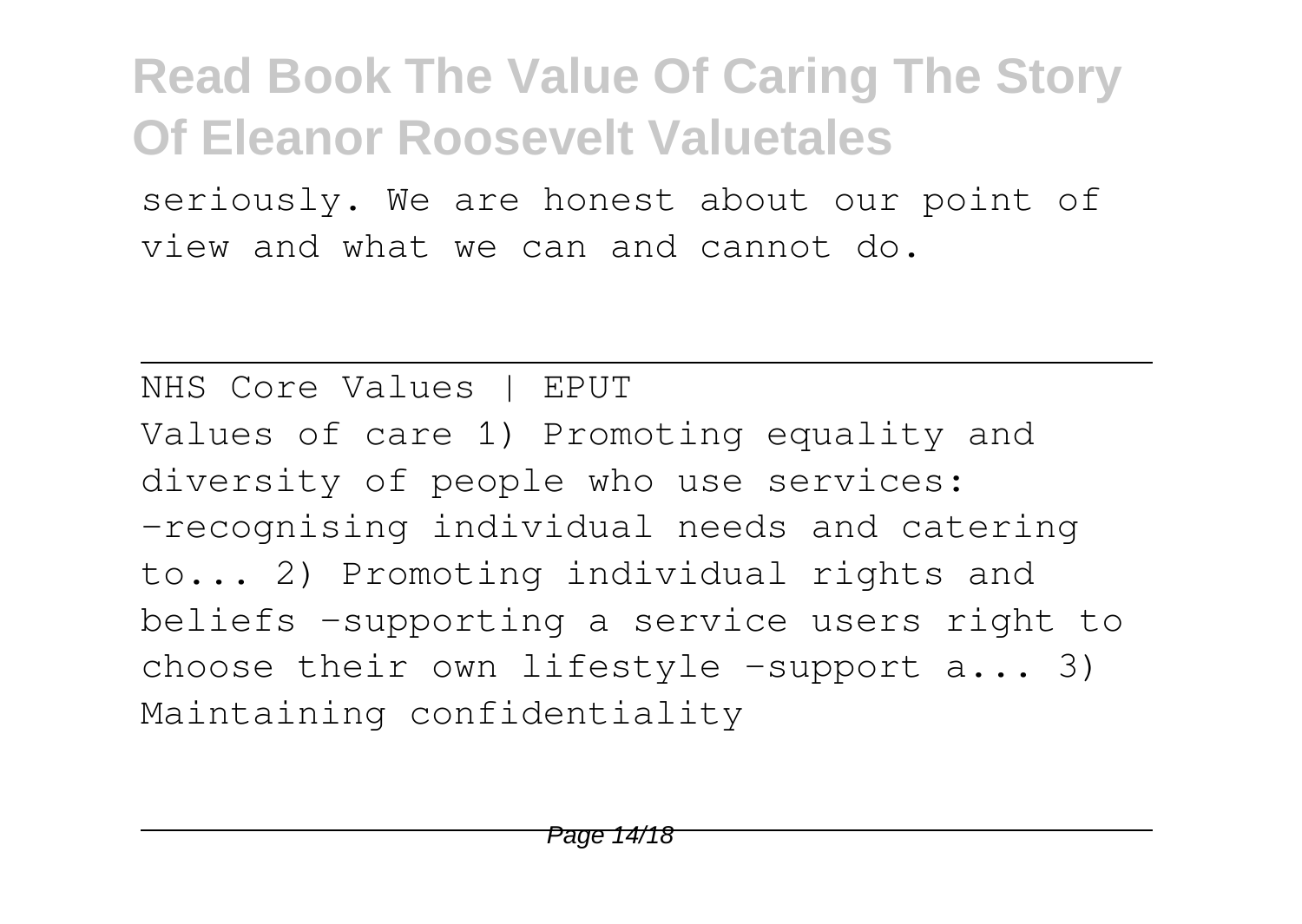seriously. We are honest about our point of view and what we can and cannot do.

---

NHS Core Values | EPUT

Values of care 1) Promoting equality and diversity of people who use services: -recognising individual needs and catering to... 2) Promoting individual rights and beliefs -supporting a service users right to choose their own lifestyle -support a... 3) Maintaining confidentiality

---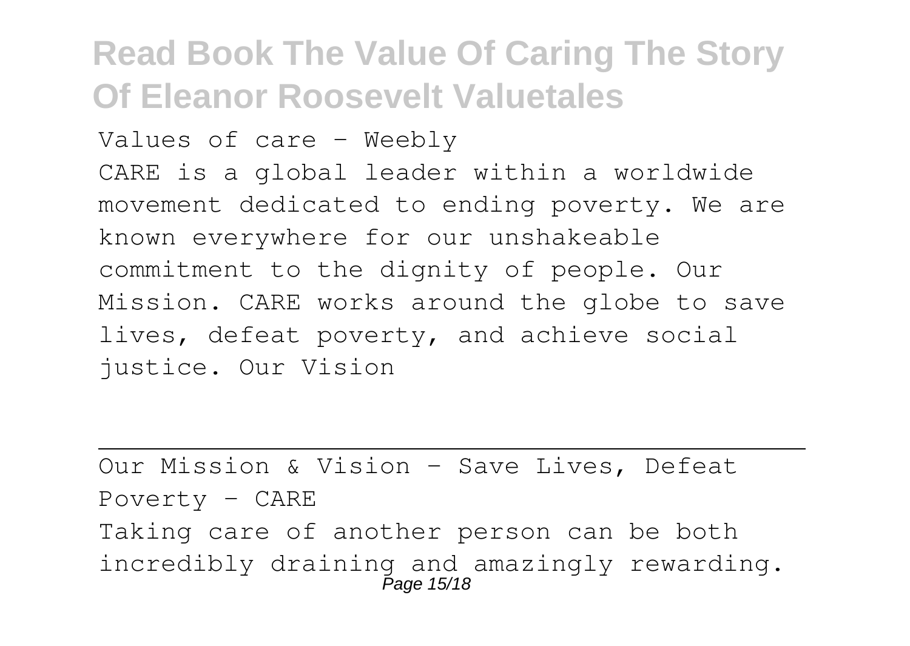Values of care - Weebly

CARE is a global leader within a worldwide movement dedicated to ending poverty. We are known everywhere for our unshakeable commitment to the dignity of people. Our Mission. CARE works around the globe to save lives, defeat poverty, and achieve social justice. Our Vision

---

Our Mission & Vision - Save Lives, Defeat Poverty - CARE

Taking care of another person can be both incredibly draining and amazingly rewarding.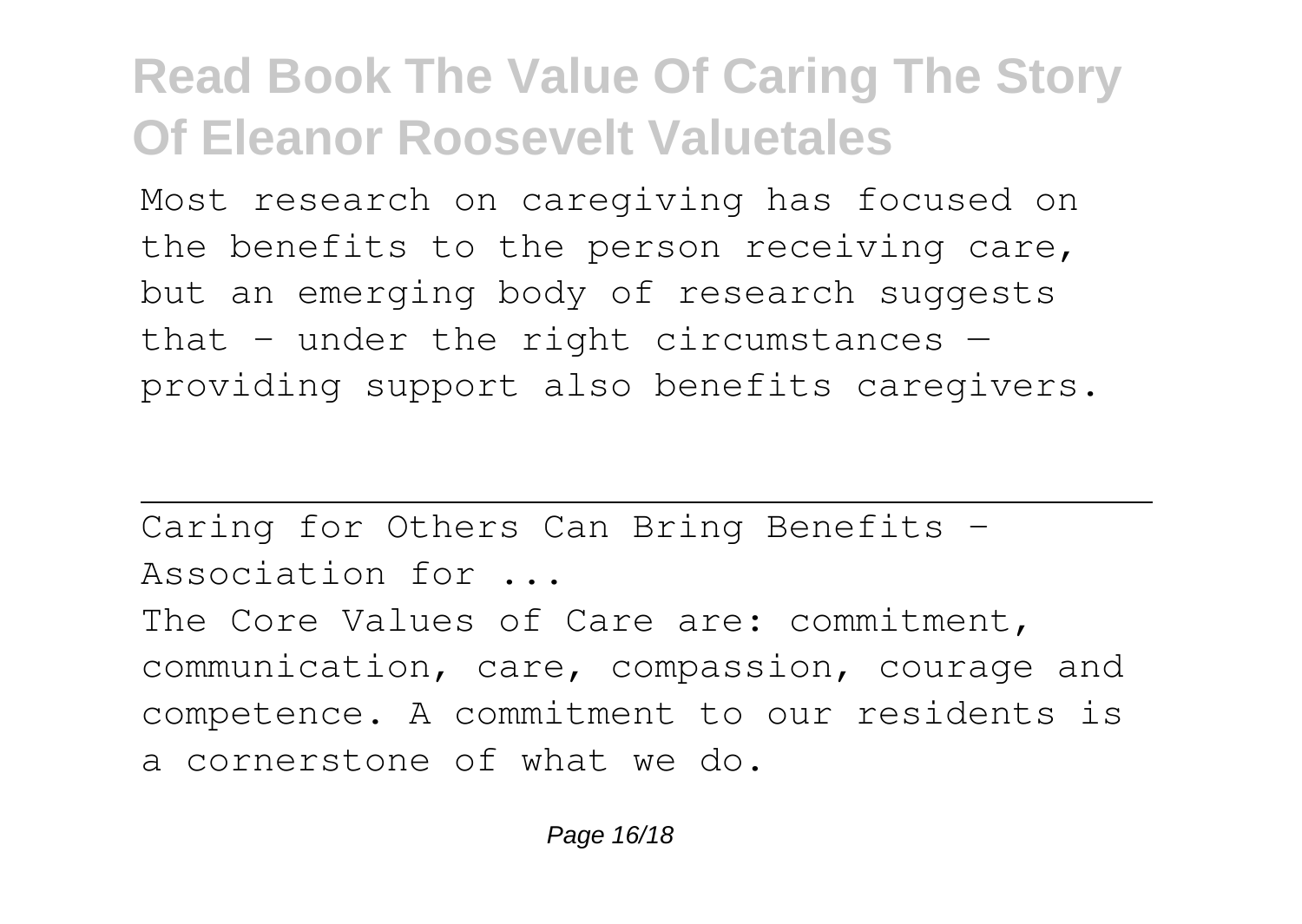Most research on caregiving has focused on the benefits to the person receiving care, but an emerging body of research suggests that - under the right circumstances — providing support also benefits caregivers.

---

Caring for Others Can Bring Benefits - Association for ...

The Core Values of Care are: commitment, communication, care, compassion, courage and competence. A commitment to our residents is a cornerstone of what we do.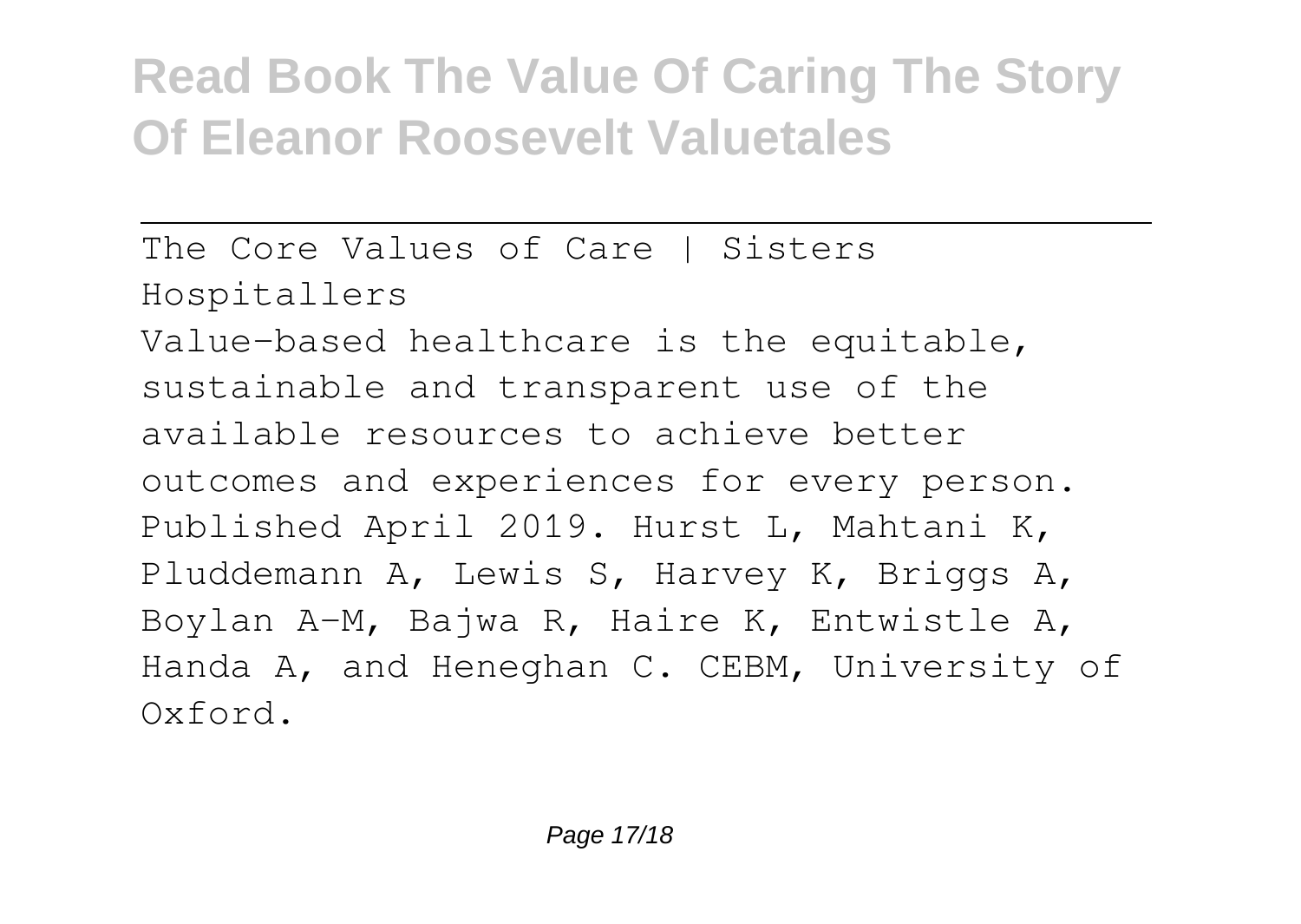The Core Values of Care | Sisters Hospitallers

Value-based healthcare is the equitable, sustainable and transparent use of the available resources to achieve better outcomes and experiences for every person. Published April 2019. Hurst L, Mahtani K, Pluddemann A, Lewis S, Harvey K, Briggs A, Boylan A-M, Bajwa R, Haire K, Entwistle A, Handa A, and Heneghan C. CEBM, University of Oxford.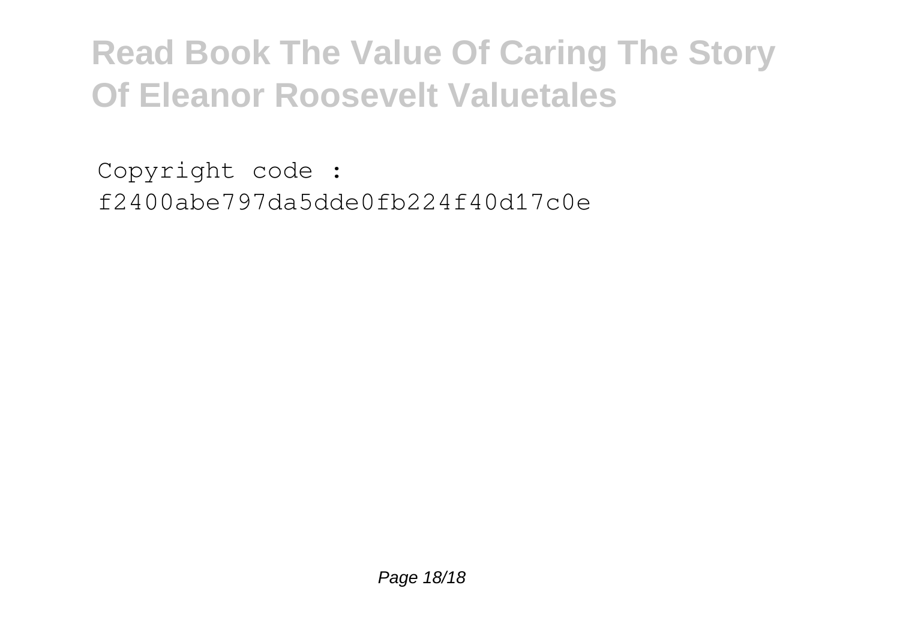Copyright code : f2400abe797da5dde0fb224f40d17c0e